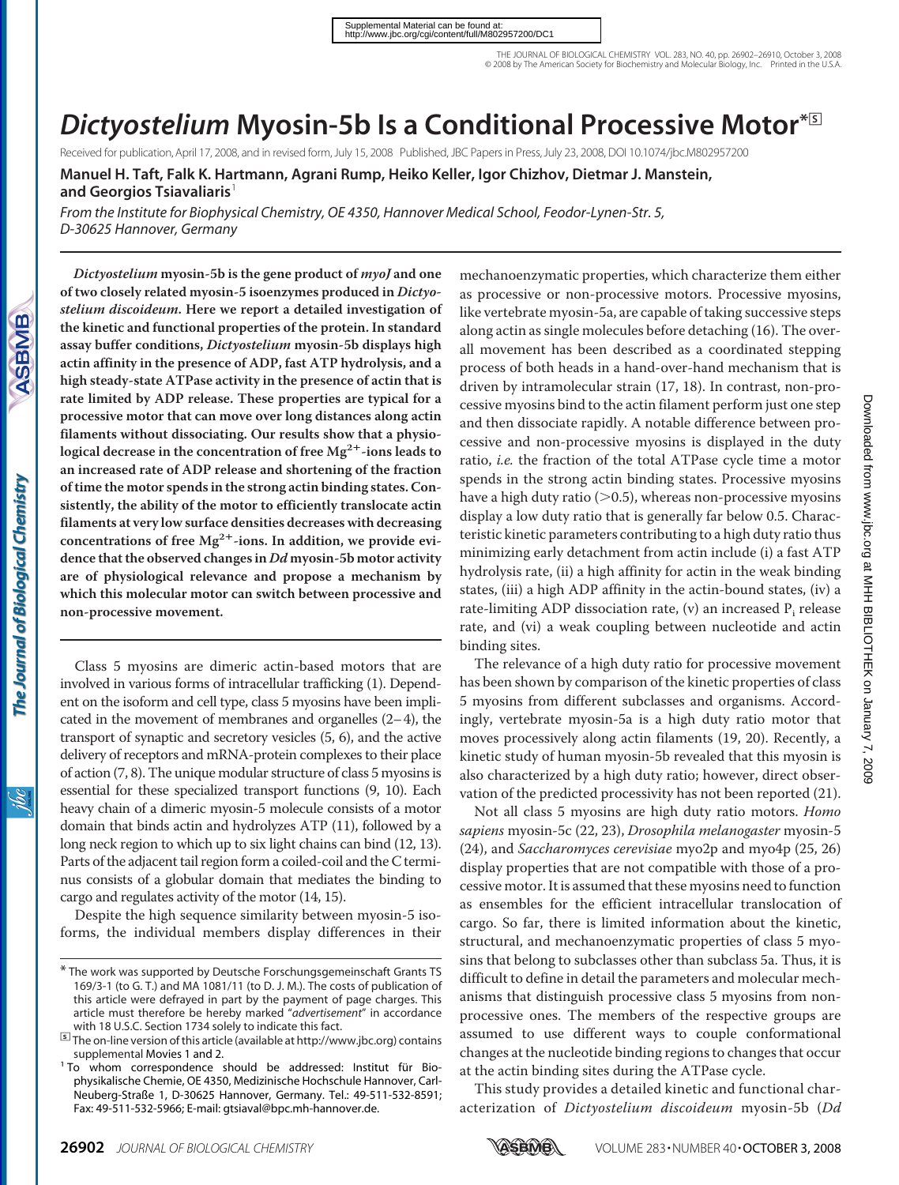# *Dictyostelium* Myosin-5b Is a Conditional Processive Motor*[S]

Received for publication, April 17, 2008, and in revised form, July 15, 2008 Published, JBC Papers in Press, July 23, 2008, DOI 10.1074/jbc.M802957200

**Manuel H. Taft, Falk K. Hartmann, Agrani Rump, Heiko Keller, Igor Chizhov, Dietmar J. Manstein, and Georgios Tsiavaliaris**[1]

*From the Institute for Biophysical Chemistry, OE 4350, Hannover Medical School, Feodor-Lynen-Str. 5, D-30625 Hannover, Germany*

***Dictyostelium* myosin-5b is the gene product of *myoJ* and one of two closely related myosin-5 isoenzymes produced in *Dictyostelium discoideum*. Here we report a detailed investigation of the kinetic and functional properties of the protein. In standard assay buffer conditions, *Dictyostelium* myosin-5b displays high actin affinity in the presence of ADP, fast ATP hydrolysis, and a high steady-state ATPase activity in the presence of actin that is rate limited by ADP release. These properties are typical for a processive motor that can move over long distances along actin filaments without dissociating. Our results show that a physiological decrease in the concentration of free $Mg^{2+}$-ions leads to an increased rate of ADP release and shortening of the fraction of time the motor spends in the strong actin binding states. Consistently, the ability of the motor to efficiently translocate actin filaments at very low surface densities decreases with decreasing concentrations of free $Mg^{2+}$-ions. In addition, we provide evidence that the observed changes in *Dd* myosin-5b motor activity are of physiological relevance and propose a mechanism by which this molecular motor can switch between processive and non-processive movement.**

Class 5 myosins are dimeric actin-based motors that are involved in various forms of intracellular trafficking (1). Dependent on the isoform and cell type, class 5 myosins have been implicated in the movement of membranes and organelles (2–4), the transport of synaptic and secretory vesicles (5, 6), and the active delivery of receptors and mRNA-protein complexes to their place of action (7, 8). The unique modular structure of class 5 myosins is essential for these specialized transport functions (9, 10). Each heavy chain of a dimeric myosin-5 molecule consists of a motor domain that binds actin and hydrolyzes ATP (11), followed by a long neck region to which up to six light chains can bind (12, 13). Parts of the adjacent tail region form a coiled-coil and the C terminus consists of a globular domain that mediates the binding to cargo and regulates activity of the motor (14, 15).

Despite the high sequence similarity between myosin-5 isoforms, the individual members display differences in their mechanoenzymatic properties, which characterize them either as processive or non-processive motors. Processive myosins, like vertebrate myosin-5a, are capable of taking successive steps along actin as single molecules before detaching (16). The overall movement has been described as a coordinated stepping process of both heads in a hand-over-hand mechanism that is driven by intramolecular strain (17, 18). In contrast, non-processive myosins bind to the actin filament perform just one step and then dissociate rapidly. A notable difference between processive and non-processive myosins is displayed in the duty ratio, *i.e.* the fraction of the total ATPase cycle time a motor spends in the strong actin binding states. Processive myosins have a high duty ratio (>0.5), whereas non-processive myosins display a low duty ratio that is generally far below 0.5. Characteristic kinetic parameters contributing to a high duty ratio thus minimizing early detachment from actin include (i) a fast ATP hydrolysis rate, (ii) a high affinity for actin in the weak binding states, (iii) a high ADP affinity in the actin-bound states, (iv) a rate-limiting ADP dissociation rate, (v) an increased $P_i$ release rate, and (vi) a weak coupling between nucleotide and actin binding sites.

The relevance of a high duty ratio for processive movement has been shown by comparison of the kinetic properties of class 5 myosins from different subclasses and organisms. Accordingly, vertebrate myosin-5a is a high duty ratio motor that moves processively along actin filaments (19, 20). Recently, a kinetic study of human myosin-5b revealed that this myosin is also characterized by a high duty ratio; however, direct observation of the predicted processivity has not been reported (21).

Not all class 5 myosins are high duty ratio motors. *Homo sapiens* myosin-5c (22, 23), *Drosophila melanogaster* myosin-5 (24), and *Saccharomyces cerevisiae* myo2p and myo4p (25, 26) display properties that are not compatible with those of a processive motor. It is assumed that these myosins need to function as ensembles for the efficient intracellular translocation of cargo. So far, there is limited information about the kinetic, structural, and mechanoenzymatic properties of class 5 myosins that belong to subclasses other than subclass 5a. Thus, it is difficult to define in detail the parameters and molecular mechanisms that distinguish processive class 5 myosins from non-processive ones. The members of the respective groups are assumed to use different ways to couple conformational changes at the nucleotide binding regions to changes that occur at the actin binding sites during the ATPase cycle.

This study provides a detailed kinetic and functional characterization of *Dictyostelium discoideum* myosin-5b (*Dd*

\* The work was supported by Deutsche Forschungsgemeinschaft Grants TS 169/3-1 (to G. T.) and MA 1081/11 (to D. J. M.). The costs of publication of this article were defrayed in part by the payment of page charges. This article must therefore be hereby marked "*advertisement*" in accordance with 18 U.S.C. Section 1734 solely to indicate this fact.

[S] The on-line version of this article (available at http://www.jbc.org) contains supplemental Movies 1 and 2.

[1] To whom correspondence should be addressed: Institut für Biophysikalische Chemie, OE 4350, Medizinische Hochschule Hannover, Carl-Neuberg-Straße 1, D-30625 Hannover, Germany. Tel.: 49-511-532-8591; Fax: 49-511-532-5966; E-mail: gtsiaval@bpc.mh-hannover.de.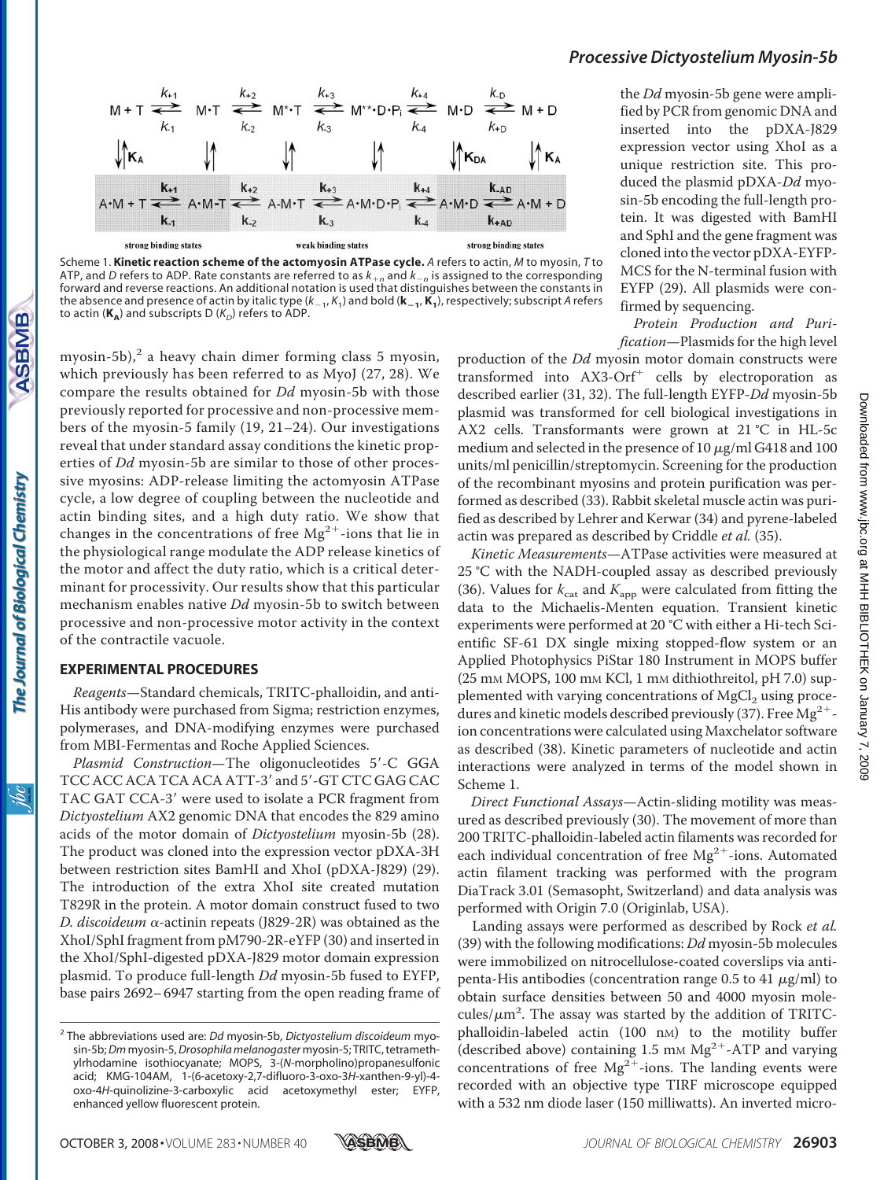$$
\begin{array}{ccccccccccc}
M + T & \underset{k_{-1}}{\overset{k_{+1}}{\rightleftharpoons}} & M{\cdot}T & \underset{k_{-2}}{\overset{k_{+2}}{\rightleftharpoons}} & M^{*}{\cdot}T & \underset{k_{-3}}{\overset{k_{+3}}{\rightleftharpoons}} & M^{**}{\cdot}D{\cdot}P_i & \underset{k_{-4}}{\overset{k_{+4}}{\rightleftharpoons}} & M{\cdot}D & \underset{k_{+D}}{\overset{k_{-D}}{\rightleftharpoons}} & M + D \\
\updownarrow K_A & & \updownarrow & & \updownarrow & & \updownarrow & & \updownarrow K_{DA} & & \updownarrow K_A \\
A{\cdot}M + T & \underset{\mathbf{k_{-1}}}{\overset{\mathbf{k_{+1}}}{\rightleftharpoons}} & A{\cdot}M{\cdot}T & \underset{\mathbf{k_{-2}}}{\overset{\mathbf{k_{+2}}}{\rightleftharpoons}} & A{\cdot}M{\cdot}T & \underset{\mathbf{k_{-3}}}{\overset{\mathbf{k_{+3}}}{\rightleftharpoons}} & A{\cdot}M{\cdot}D{\cdot}P_i & \underset{\mathbf{k_{-4}}}{\overset{\mathbf{k_{+4}}}{\rightleftharpoons}} & A{\cdot}M{\cdot}D & \underset{\mathbf{k_{+AD}}}{\overset{\mathbf{k_{-AD}}}{\rightleftharpoons}} & A{\cdot}M + D
\end{array}
$$

strong binding states — weak binding states — strong binding states

Scheme 1. **Kinetic reaction scheme of the actomyosin ATPase cycle.** *A* refers to actin, *M* to myosin, *T* to ATP, and *D* refers to ADP. Rate constants are referred to as $k_{+n}$ and $k_{-n}$ is assigned to the corresponding forward and reverse reactions. An additional notation is used that distinguishes between the constants in the absence and presence of actin by italic type ($k_{-1}$, $K_1$) and bold ($\mathbf{k_{-1}}$, $\mathbf{K_1}$), respectively; subscript *A* refers to actin ($\mathbf{K_A}$) and subscripts D ($K_D$) refers to ADP.

myosin-5b),[2] a heavy chain dimer forming class 5 myosin, which previously has been referred to as MyoJ (27, 28). We compare the results obtained for *Dd* myosin-5b with those previously reported for processive and non-processive members of the myosin-5 family (19, 21–24). Our investigations reveal that under standard assay conditions the kinetic properties of *Dd* myosin-5b are similar to those of other processive myosins: ADP-release limiting the actomyosin ATPase cycle, a low degree of coupling between the nucleotide and actin binding sites, and a high duty ratio. We show that changes in the concentrations of free $Mg^{2+}$-ions that lie in the physiological range modulate the ADP release kinetics of the motor and affect the duty ratio, which is a critical determinant for processivity. Our results show that this particular mechanism enables native *Dd* myosin-5b to switch between processive and non-processive motor activity in the context of the contractile vacuole.

## EXPERIMENTAL PROCEDURES

*Reagents*—Standard chemicals, TRITC-phalloidin, and anti-His antibody were purchased from Sigma; restriction enzymes, polymerases, and DNA-modifying enzymes were purchased from MBI-Fermentas and Roche Applied Sciences.

*Plasmid Construction*—The oligonucleotides 5′-C GGA TCC ACC ACA TCA ACA ATT-3′ and 5′-GT CTC GAG CAC TAC GAT CCA-3′ were used to isolate a PCR fragment from *Dictyostelium* AX2 genomic DNA that encodes the 829 amino acids of the motor domain of *Dictyostelium* myosin-5b (28). The product was cloned into the expression vector pDXA-3H between restriction sites BamHI and XhoI (pDXA-J829) (29). The introduction of the extra XhoI site created mutation T829R in the protein. A motor domain construct fused to two *D. discoideum* α-actinin repeats (J829-2R) was obtained as the XhoI/SphI fragment from pM790-2R-eYFP (30) and inserted in the XhoI/SphI-digested pDXA-J829 motor domain expression plasmid. To produce full-length *Dd* myosin-5b fused to EYFP, base pairs 2692–6947 starting from the open reading frame of the *Dd* myosin-5b gene were amplified by PCR from genomic DNA and inserted into the pDXA-J829 expression vector using XhoI as a unique restriction site. This produced the plasmid pDXA-*Dd* myosin-5b encoding the full-length protein. It was digested with BamHI and SphI and the gene fragment was cloned into the vector pDXA-EYFP-MCS for the N-terminal fusion with EYFP (29). All plasmids were confirmed by sequencing.

*Protein Production and Purification*—Plasmids for the high level production of the *Dd* myosin motor domain constructs were transformed into AX3-Orf[+] cells by electroporation as described earlier (31, 32). The full-length EYFP-*Dd* myosin-5b plasmid was transformed for cell biological investigations in AX2 cells. Transformants were grown at 21 °C in HL-5c medium and selected in the presence of 10 μg/ml G418 and 100 units/ml penicillin/streptomycin. Screening for the production of the recombinant myosins and protein purification was performed as described (33). Rabbit skeletal muscle actin was purified as described by Lehrer and Kerwar (34) and pyrene-labeled actin was prepared as described by Criddle *et al.* (35).

*Kinetic Measurements*—ATPase activities were measured at 25 °C with the NADH-coupled assay as described previously (36). Values for $k_{cat}$ and $K_{app}$ were calculated from fitting the data to the Michaelis-Menten equation. Transient kinetic experiments were performed at 20 °C with either a Hi-tech Scientific SF-61 DX single mixing stopped-flow system or an Applied Photophysics PiStar 180 Instrument in MOPS buffer (25 mM MOPS, 100 mM KCl, 1 mM dithiothreitol, pH 7.0) supplemented with varying concentrations of $MgCl_2$ using procedures and kinetic models described previously (37). Free $Mg^{2+}$-ion concentrations were calculated using Maxchelator software as described (38). Kinetic parameters of nucleotide and actin interactions were analyzed in terms of the model shown in Scheme 1.

*Direct Functional Assays*—Actin-sliding motility was measured as described previously (30). The movement of more than 200 TRITC-phalloidin-labeled actin filaments was recorded for each individual concentration of free $Mg^{2+}$-ions. Automated actin filament tracking was performed with the program DiaTrack 3.01 (Semasopht, Switzerland) and data analysis was performed with Origin 7.0 (Originlab, USA).

Landing assays were performed as described by Rock *et al.* (39) with the following modifications: *Dd* myosin-5b molecules were immobilized on nitrocellulose-coated coverslips via anti-penta-His antibodies (concentration range 0.5 to 41 μg/ml) to obtain surface densities between 50 and 4000 myosin molecules/μm². The assay was started by the addition of TRITC-phalloidin-labeled actin (100 nM) to the motility buffer (described above) containing 1.5 mM $Mg^{2+}$-ATP and varying concentrations of free $Mg^{2+}$-ions. The landing events were recorded with an objective type TIRF microscope equipped with a 532 nm diode laser (150 milliwatts). An inverted micro-

[2] The abbreviations used are: *Dd* myosin-5b, *Dictyostelium discoideum* myosin-5b; *Dm* myosin-5, *Drosophila melanogaster* myosin-5; TRITC, tetramethylrhodamine isothiocyanate; MOPS, 3-(*N*-morpholino)propanesulfonic acid; KMG-104AM, 1-(6-acetoxy-2,7-difluoro-3-oxo-3*H*-xanthen-9-yl)-4-oxo-4*H*-quinolizine-3-carboxylic acid acetoxymethyl ester; EYFP, enhanced yellow fluorescent protein.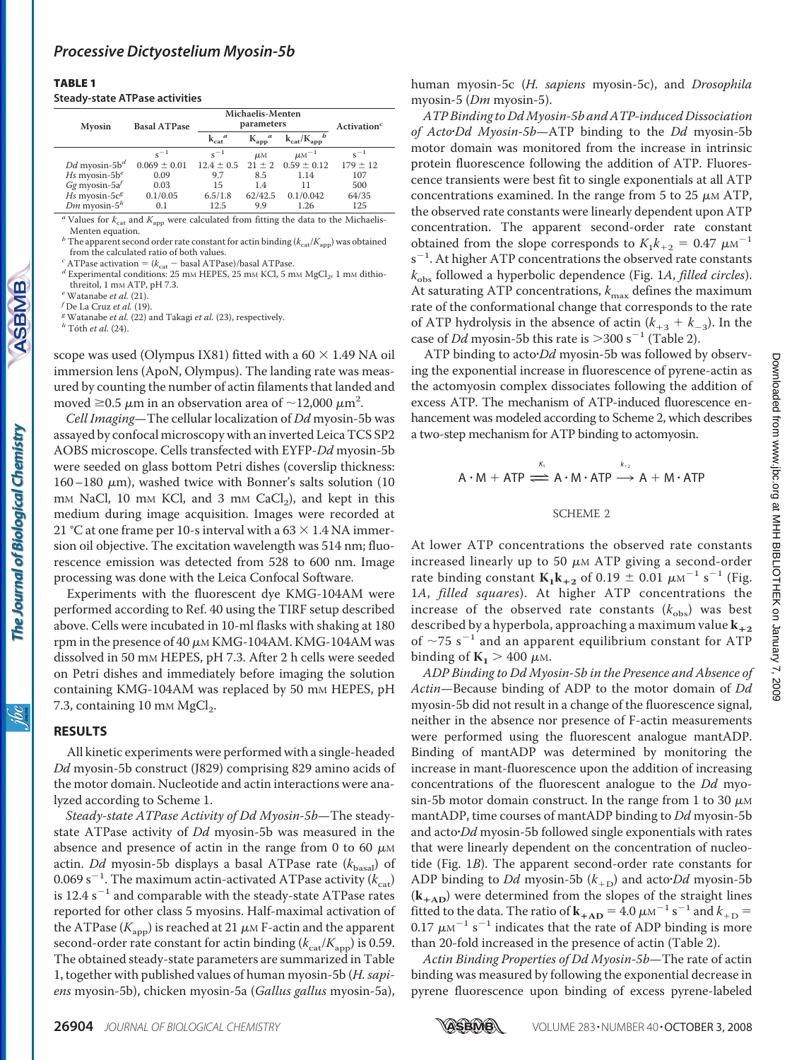**TABLE 1**
**Steady-state ATPase activities**

| Myosin | Basal ATPase | Michaelis-Menten parameters | | | Activation[c] |
|---|---|---|---|---|---|
| | | $k_{cat}$[a] | $K_{app}$[a] | $k_{cat}/K_{app}$[b] | |
| | $s^{-1}$ | $s^{-1}$ | $\mu M$ | $\mu M^{-1}$ | $s^{-1}$ |
| *Dd* myosin-5b[d] | 0.069 ± 0.01 | 12.4 ± 0.5 | 21 ± 2 | 0.59 ± 0.12 | 179 ± 12 |
| *Hs* myosin-5b[e] | 0.09 | 9.7 | 8.5 | 1.14 | 107 |
| *Gg* myosin-5a[f] | 0.03 | 15 | 1.4 | 11 | 500 |
| *Hs* myosin-5c[g] | 0.1/0.05 | 6.5/1.8 | 62/42.5 | 0.1/0.042 | 64/35 |
| *Dm* myosin-5[h] | 0.1 | 12.5 | 9.9 | 1.26 | 125 |

[a] Values for $k_{cat}$ and $K_{app}$ were calculated from fitting the data to the Michaelis-Menten equation.
[b] The apparent second order rate constant for actin binding ($k_{cat}/K_{app}$) was obtained from the calculated ratio of both values.
[c] ATPase activation = ($k_{cat}$ − basal ATPase)/basal ATPase.
[d] Experimental conditions: 25 mM HEPES, 25 mM KCl, 5 mM $MgCl_2$, 1 mM dithiothreitol, 1 mM ATP, pH 7.3.
[e] Watanabe *et al.* (21).
[f] De La Cruz *et al.* (19).
[g] Watanabe *et al.* (22) and Takagi *et al.* (23), respectively.
[h] Tóth *et al.* (24).

scope was used (Olympus IX81) fitted with a 60 × 1.49 NA oil immersion lens (ApoN, Olympus). The landing rate was measured by counting the number of actin filaments that landed and moved ≥0.5 μm in an observation area of ~12,000 $\mu m^2$.

*Cell Imaging*—The cellular localization of *Dd* myosin-5b was assayed by confocal microscopy with an inverted Leica TCS SP2 AOBS microscope. Cells transfected with EYFP-*Dd* myosin-5b were seeded on glass bottom Petri dishes (coverslip thickness: 160–180 μm), washed twice with Bonner's salts solution (10 mM NaCl, 10 mM KCl, and 3 mM $CaCl_2$), and kept in this medium during image acquisition. Images were recorded at 21 °C at one frame per 10-s interval with a 63 × 1.4 NA immersion oil objective. The excitation wavelength was 514 nm; fluorescence emission was detected from 528 to 600 nm. Image processing was done with the Leica Confocal Software.

Experiments with the fluorescent dye KMG-104AM were performed according to Ref. 40 using the TIRF setup described above. Cells were incubated in 10-ml flasks with shaking at 180 rpm in the presence of 40 μM KMG-104AM. KMG-104AM was dissolved in 50 mM HEPES, pH 7.3. After 2 h cells were seeded on Petri dishes and immediately before imaging the solution containing KMG-104AM was replaced by 50 mM HEPES, pH 7.3, containing 10 mM $MgCl_2$.

## RESULTS

All kinetic experiments were performed with a single-headed *Dd* myosin-5b construct (J829) comprising 829 amino acids of the motor domain. Nucleotide and actin interactions were analyzed according to Scheme 1.

*Steady-state ATPase Activity of Dd Myosin-5b*—The steady-state ATPase activity of *Dd* myosin-5b was measured in the absence and presence of actin in the range from 0 to 60 μM actin. *Dd* myosin-5b displays a basal ATPase rate ($k_{basal}$) of 0.069 $s^{-1}$. The maximum actin-activated ATPase activity ($k_{cat}$) is 12.4 $s^{-1}$ and comparable with the steady-state ATPase rates reported for other class 5 myosins. Half-maximal activation of the ATPase ($K_{app}$) is reached at 21 μM F-actin and the apparent second-order rate constant for actin binding ($k_{cat}/K_{app}$) is 0.59. The obtained steady-state parameters are summarized in Table 1, together with published values of human myosin-5b (*H. sapiens* myosin-5b), chicken myosin-5a (*Gallus gallus* myosin-5a), human myosin-5c (*H. sapiens* myosin-5c), and *Drosophila* myosin-5 (*Dm* myosin-5).

*ATP Binding to Dd Myosin-5b and ATP-induced Dissociation of Acto·Dd Myosin-5b*—ATP binding to the *Dd* myosin-5b motor domain was monitored from the increase in intrinsic protein fluorescence following the addition of ATP. Fluorescence transients were best fit to single exponentials at all ATP concentrations examined. In the range from 5 to 25 μM ATP, the observed rate constants were linearly dependent upon ATP concentration. The apparent second-order rate constant obtained from the slope corresponds to $K_1k_{+2}$ = 0.47 $\mu M^{-1}$ $s^{-1}$. At higher ATP concentrations the observed rate constants $k_{obs}$ followed a hyperbolic dependence (Fig. 1*A*, *filled circles*). At saturating ATP concentrations, $k_{max}$ defines the maximum rate of the conformational change that corresponds to the rate of ATP hydrolysis in the absence of actin ($k_{+3} + k_{-3}$). In the case of *Dd* myosin-5b this rate is >300 $s^{-1}$ (Table 2).

ATP binding to acto·*Dd* myosin-5b was followed by observing the exponential increase in fluorescence of pyrene-actin as the actomyosin complex dissociates following the addition of excess ATP. The mechanism of ATP-induced fluorescence enhancement was modeled according to Scheme 2, which describes a two-step mechanism for ATP binding to actomyosin.

$$\mathrm{A \cdot M + ATP} \overset{K_1}{\rightleftharpoons} \mathrm{A \cdot M \cdot ATP} \overset{k_{+2}}{\longrightarrow} \mathrm{A + M \cdot ATP}$$

SCHEME 2

At lower ATP concentrations the observed rate constants increased linearly up to 50 μM ATP giving a second-order rate binding constant $\mathbf{K_1k_{+2}}$ of 0.19 ± 0.01 $\mu M^{-1}$ $s^{-1}$ (Fig. 1*A*, *filled squares*). At higher ATP concentrations the increase of the observed rate constants ($k_{obs}$) was best described by a hyperbola, approaching a maximum value $\mathbf{k_{+2}}$ of ~75 $s^{-1}$ and an apparent equilibrium constant for ATP binding of $\mathbf{K_1}$ > 400 μM.

*ADP Binding to Dd Myosin-5b in the Presence and Absence of Actin*—Because binding of ADP to the motor domain of *Dd* myosin-5b did not result in a change of the fluorescence signal, neither in the absence nor presence of F-actin measurements were performed using the fluorescent analogue mantADP. Binding of mantADP was determined by monitoring the increase in mant-fluorescence upon the addition of increasing concentrations of the fluorescent analogue to the *Dd* myosin-5b motor domain construct. In the range from 1 to 30 μM mantADP, time courses of mantADP binding to *Dd* myosin-5b and acto·*Dd* myosin-5b followed single exponentials with rates that were linearly dependent on the concentration of nucleotide (Fig. 1*B*). The apparent second-order rate constants for ADP binding to *Dd* myosin-5b ($k_{+D}$) and acto·*Dd* myosin-5b ($\mathbf{k_{+AD}}$) were determined from the slopes of the straight lines fitted to the data. The ratio of $\mathbf{k_{+AD}}$ = 4.0 $\mu M^{-1}$ $s^{-1}$ and $k_{+D}$ = 0.17 $\mu M^{-1}$ $s^{-1}$ indicates that the rate of ADP binding is more than 20-fold increased in the presence of actin (Table 2).

*Actin Binding Properties of Dd Myosin-5b*—The rate of actin binding was measured by following the exponential decrease in pyrene fluorescence upon binding of excess pyrene-labeled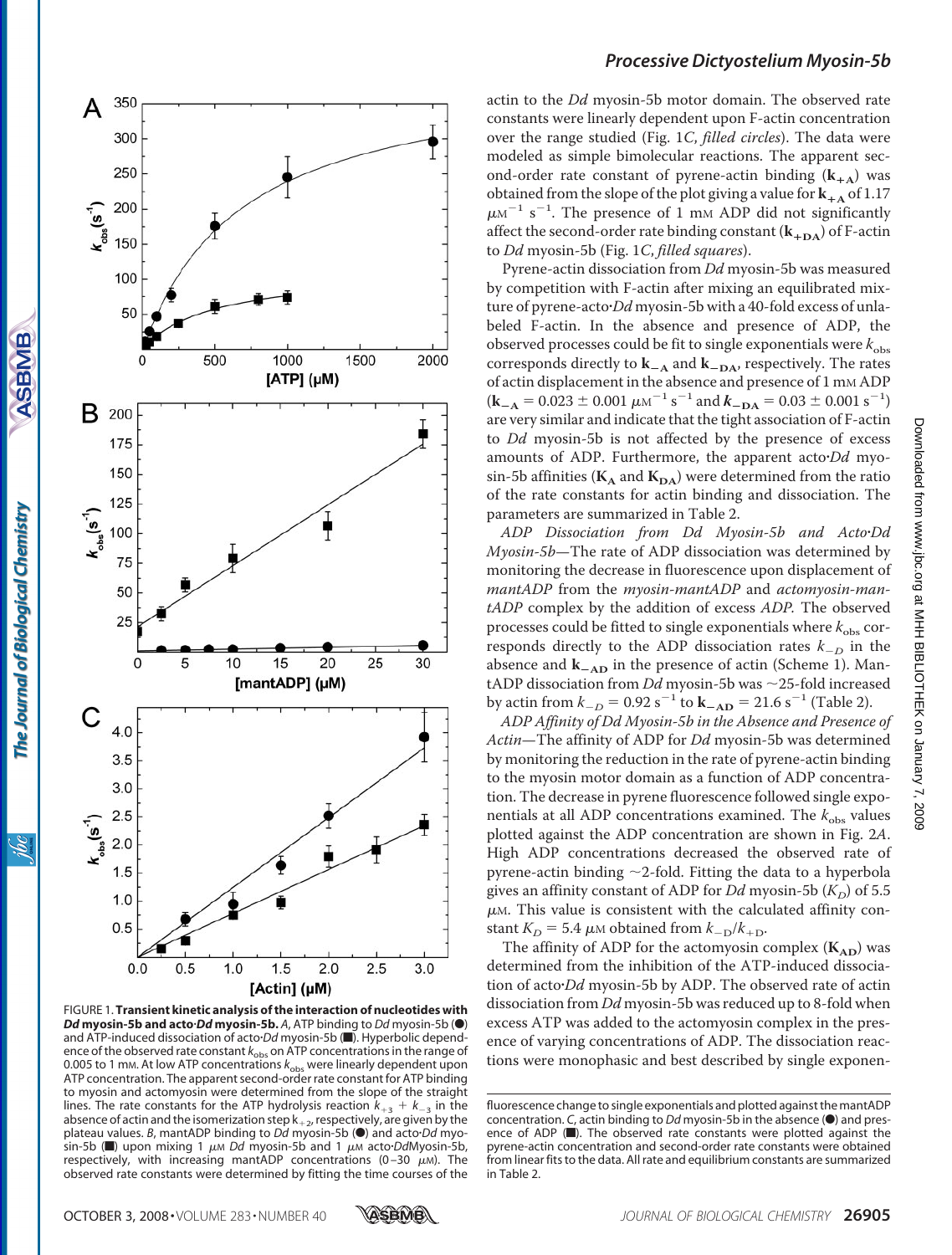actin to the *Dd* myosin-5b motor domain. The observed rate constants were linearly dependent upon F-actin concentration over the range studied (Fig. 1*C*, *filled circles*). The data were modeled as simple bimolecular reactions. The apparent second-order rate constant of pyrene-actin binding ($\mathbf{k}_{+\mathbf{A}}$) was obtained from the slope of the plot giving a value for $\mathbf{k}_{+\mathbf{A}}$ of 1.17 $\mu$M$^{-1}$ s$^{-1}$. The presence of 1 mM ADP did not significantly affect the second-order rate binding constant ($\mathbf{k}_{+\mathbf{DA}}$) of F-actin to *Dd* myosin-5b (Fig. 1*C*, *filled squares*).

Pyrene-actin dissociation from *Dd* myosin-5b was measured by competition with F-actin after mixing an equilibrated mixture of pyrene-acto·*Dd* myosin-5b with a 40-fold excess of unlabeled F-actin. In the absence and presence of ADP, the observed processes could be fit to single exponentials were $k_{obs}$ corresponds directly to $\mathbf{k}_{-\mathbf{A}}$ and $\mathbf{k}_{-\mathbf{DA}}$, respectively. The rates of actin displacement in the absence and presence of 1 mM ADP ($\mathbf{k}_{-\mathbf{A}}$ = 0.023 ± 0.001 $\mu$M$^{-1}$ s$^{-1}$ and $\mathbf{k}_{-\mathbf{DA}}$ = 0.03 ± 0.001 s$^{-1}$) are very similar and indicate that the tight association of F-actin to *Dd* myosin-5b is not affected by the presence of excess amounts of ADP. Furthermore, the apparent acto·*Dd* myosin-5b affinities ($\mathbf{K}_\mathbf{A}$ and $\mathbf{K}_{\mathbf{DA}}$) were determined from the ratio of the rate constants for actin binding and dissociation. The parameters are summarized in Table 2.

*ADP Dissociation from Dd Myosin-5b and Acto·Dd Myosin-5b*—The rate of ADP dissociation was determined by monitoring the decrease in fluorescence upon displacement of *mantADP* from the *myosin-mantADP* and *actomyosin-mantADP* complex by the addition of excess *ADP*. The observed processes could be fitted to single exponentials where $k_{obs}$ corresponds directly to the ADP dissociation rates $k_{-D}$ in the absence and $\mathbf{k}_{-\mathbf{AD}}$ in the presence of actin (Scheme 1). MantADP dissociation from *Dd* myosin-5b was ~25-fold increased by actin from $k_{-D}$ = 0.92 s$^{-1}$ to $\mathbf{k}_{-\mathbf{AD}}$ = 21.6 s$^{-1}$ (Table 2).

*ADP Affinity of Dd Myosin-5b in the Absence and Presence of Actin*—The affinity of ADP for *Dd* myosin-5b was determined by monitoring the reduction in the rate of pyrene-actin binding to the myosin motor domain as a function of ADP concentration. The decrease in pyrene fluorescence followed single exponentials at all ADP concentrations examined. The $k_{obs}$ values plotted against the ADP concentration are shown in Fig. 2*A*. High ADP concentrations decreased the observed rate of pyrene-actin binding ~2-fold. Fitting the data to a hyperbola gives an affinity constant of ADP for *Dd* myosin-5b ($K_D$) of 5.5 $\mu$M. This value is consistent with the calculated affinity constant $K_D$ = 5.4 $\mu$M obtained from $k_{-D}/k_{+D}$.

The affinity of ADP for the actomyosin complex ($\mathbf{K}_{\mathbf{AD}}$) was determined from the inhibition of the ATP-induced dissociation of acto·*Dd* myosin-5b by ADP. The observed rate of actin dissociation from *Dd* myosin-5b was reduced up to 8-fold when excess ATP was added to the actomyosin complex in the presence of varying concentrations of ADP. The dissociation reactions were monophasic and best described by single exponen-

**FIGURE 1. Transient kinetic analysis of the interaction of nucleotides with *Dd* myosin-5b and acto·*Dd* myosin-5b.** *A*, ATP binding to *Dd* myosin-5b (●) and ATP-induced dissociation of acto·*Dd* myosin-5b (■). Hyperbolic dependence of the observed rate constant $k_{obs}$ on ATP concentrations in the range of 0.005 to 1 mM. At low ATP concentrations $k_{obs}$ were linearly dependent upon ATP concentration. The apparent second-order rate constant for ATP binding to myosin and actomyosin were determined from the slope of the straight lines. The rate constants for the ATP hydrolysis reaction $k_{+3} + k_{-3}$ in the absence of actin and the isomerization step $k_{+2}$, respectively, are given by the plateau values. *B*, mantADP binding to *Dd* myosin-5b (●) and acto·*Dd* myosin-5b (■) upon mixing 1 $\mu$M *Dd* myosin-5b and 1 $\mu$M acto·*Dd*Myosin-5b, respectively, with increasing mantADP concentrations (0–30 $\mu$M). The observed rate constants were determined by fitting the time courses of the fluorescence change to single exponentials and plotted against the mantADP concentration. *C*, actin binding to *Dd* myosin-5b in the absence (●) and presence of ADP (■). The observed rate constants were plotted against the pyrene-actin concentration and second-order rate constants were obtained from linear fits to the data. All rate and equilibrium constants are summarized in Table 2.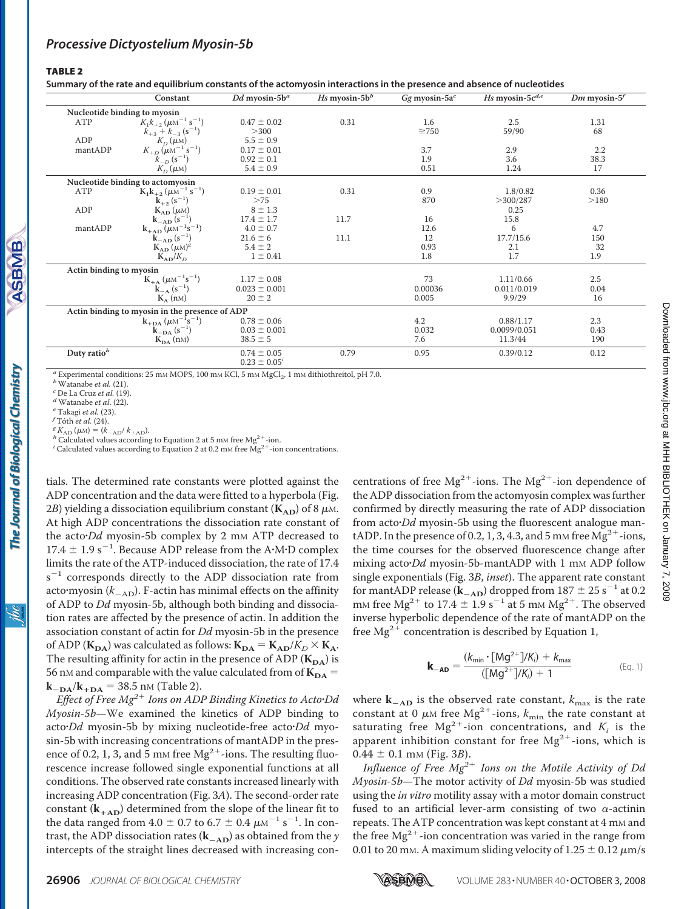**TABLE 2**

**Summary of the rate and equilibrium constants of the actomyosin interactions in the presence and absence of nucleotides**

| | Constant | *Dd* myosin-5b[a] | *Hs* myosin-5b[b] | *Gg* myosin-5a[c] | *Hs* myosin-5c[d,e] | *Dm* myosin-5[f] |
|---|---|---|---|---|---|---|
| **Nucleotide binding to myosin** | | | | | | |
| ATP | $K_1k_{+2}$ ($\mu$M$^{-1}$ s$^{-1}$) | 0.47 ± 0.02 | 0.31 | 1.6 | 2.5 | 1.31 |
| | $k_{+3} + k_{-3}$ (s$^{-1}$) | >300 | | ≥750 | 59/90 | 68 |
| ADP | $K_D$ ($\mu$M) | 5.5 ± 0.9 | | | | |
| mantADP | $K_{+D}$ ($\mu$M$^{-1}$ s$^{-1}$) | 0.17 ± 0.01 | | 3.7 | 2.9 | 2.2 |
| | $k_{-D}$ (s$^{-1}$) | 0.92 ± 0.1 | | 1.9 | 3.6 | 38.3 |
| | $K_D$ ($\mu$M) | 5.4 ± 0.9 | | 0.51 | 1.24 | 17 |
| **Nucleotide binding to actomyosin** | | | | | | |
| ATP | $\mathbf{K_1k_{+2}}$ ($\mu$M$^{-1}$ s$^{-1}$) | 0.19 ± 0.01 | 0.31 | 0.9 | 1.8/0.82 | 0.36 |
| | $\mathbf{k_{+2}}$ (s$^{-1}$) | >75 | | 870 | >300/287 | >180 |
| ADP | $\mathbf{K_{AD}}$ ($\mu$M) | 8 ± 1.3 | | | 0.25 | |
| | $\mathbf{k_{-AD}}$ (s$^{-1}$) | 17.4 ± 1.7 | 11.7 | 16 | 15.8 | |
| mantADP | $\mathbf{k_{+AD}}$ ($\mu$M$^{-1}$s$^{-1}$) | 4.0 ± 0.7 | | 12.6 | 6 | 4.7 |
| | $\mathbf{k_{-AD}}$ (s$^{-1}$) | 21.6 ± 6 | 11.1 | 12 | 17.7/15.6 | 150 |
| | $\mathbf{K_{AD}}$ ($\mu$M)[g] | 5.4 ± 2 | | 0.93 | 2.1 | 32 |
| | $\mathbf{K_{AD}}/K_D$ | 1 ± 0.41 | | 1.8 | 1.7 | 1.9 |
| **Actin binding to myosin** | | | | | | |
| | $\mathbf{K_{+A}}$ ($\mu$M$^{-1}$s$^{-1}$) | 1.17 ± 0.08 | | 73 | 1.11/0.66 | 2.5 |
| | $\mathbf{k_{-A}}$ (s$^{-1}$) | 0.023 ± 0.001 | | 0.00036 | 0.011/0.019 | 0.04 |
| | $\mathbf{K_A}$ (nM) | 20 ± 2 | | 0.005 | 9.9/29 | 16 |
| **Actin binding to myosin in the presence of ADP** | | | | | | |
| | $\mathbf{k_{+DA}}$ ($\mu$M$^{-1}$s$^{-1}$) | 0.78 ± 0.06 | | 4.2 | 0.88/1.17 | 2.3 |
| | $\mathbf{k_{-DA}}$ (s$^{-1}$) | 0.03 ± 0.001 | | 0.032 | 0.0099/0.051 | 0.43 |
| | $\mathbf{K_{DA}}$ (nM) | 38.5 ± 5 | | 7.6 | 11.3/44 | 190 |
| **Duty ratio**[h] | | 0.74 ± 0.05<br>0.23 ± 0.05[i] | 0.79 | 0.95 | 0.39/0.12 | 0.12 |

[a] Experimental conditions: 25 mM MOPS, 100 mM KCl, 5 mM $MgCl_2$, 1 mM dithiothreitol, pH 7.0.
[b] Watanabe *et al.* (21).
[c] De La Cruz *et al.* (19).
[d] Watanabe *et al.* (22).
[e] Takagi *et al.* (23).
[f] Tóth *et al.* (24).
[g] $K_{AD}$ ($\mu$M) = ($k_{-AD}$/ $k_{+AD}$).
[h] Calculated values according to Equation 2 at 5 mM free $Mg^{2+}$-ion.
[i] Calculated values according to Equation 2 at 0.2 mM free $Mg^{2+}$-ion concentrations.

tials. The determined rate constants were plotted against the ADP concentration and the data were fitted to a hyperbola (Fig. 2*B*) yielding a dissociation equilibrium constant ($\mathbf{K_{AD}}$) of 8 $\mu$M. At high ADP concentrations the dissociation rate constant of the acto·*Dd* myosin-5b complex by 2 mM ATP decreased to 17.4 ± 1.9 s$^{-1}$. Because ADP release from the A·M·D complex limits the rate of the ATP-induced dissociation, the rate of 17.4 s$^{-1}$ corresponds directly to the ADP dissociation rate from acto·myosin ($k_{-AD}$). F-actin has minimal effects on the affinity of ADP to *Dd* myosin-5b, although both binding and dissociation rates are affected by the presence of actin. In addition the association constant of actin for *Dd* myosin-5b in the presence of ADP ($\mathbf{K_{DA}}$) was calculated as follows: $\mathbf{K_{DA}} = \mathbf{K_{AD}}/K_D \times \mathbf{K_A}$. The resulting affinity for actin in the presence of ADP ($\mathbf{K_{DA}}$) is 56 nM and comparable with the value calculated from of $\mathbf{K_{DA}} = \mathbf{k_{-DA}}/\mathbf{k_{+DA}}$ = 38.5 nM (Table 2).

*Effect of Free $Mg^{2+}$ Ions on ADP Binding Kinetics to Acto·Dd Myosin-5b*—We examined the kinetics of ADP binding to acto·*Dd* myosin-5b by mixing nucleotide-free acto·*Dd* myosin-5b with increasing concentrations of mantADP in the presence of 0.2, 1, 3, and 5 mM free $Mg^{2+}$-ions. The resulting fluorescence increase followed single exponential functions at all conditions. The observed rate constants increased linearly with increasing ADP concentration (Fig. 3*A*). The second-order rate constant ($\mathbf{k_{+AD}}$) determined from the slope of the linear fit to the data ranged from 4.0 ± 0.7 to 6.7 ± 0.4 $\mu$M$^{-1}$ s$^{-1}$. In contrast, the ADP dissociation rates ($\mathbf{k_{-AD}}$) as obtained from the *y* intercepts of the straight lines decreased with increasing concentrations of free $Mg^{2+}$-ions. The $Mg^{2+}$-ion dependence of the ADP dissociation from the actomyosin complex was further confirmed by directly measuring the rate of ADP dissociation from acto·*Dd* myosin-5b using the fluorescent analogue mantADP. In the presence of 0.2, 1, 3, 4.3, and 5 mM free $Mg^{2+}$-ions, the time courses for the observed fluorescence change after mixing acto·*Dd* myosin-5b-mantADP with 1 mM ADP follow single exponentials (Fig. 3*B*, *inset*). The apparent rate constant for mantADP release ($\mathbf{k_{-AD}}$) dropped from 187 ± 25 s$^{-1}$ at 0.2 mM free $Mg^{2+}$ to 17.4 ± 1.9 s$^{-1}$ at 5 mM $Mg^{2+}$. The observed inverse hyperbolic dependence of the rate of mantADP on the free $Mg^{2+}$ concentration is described by Equation 1,

$$\mathbf{k_{-AD}} = \frac{(k_{\min} \cdot [\mathrm{Mg}^{2+}]/K_i) + k_{\max}}{([\mathrm{Mg}^{2+}]/K_i) + 1} \qquad \text{(Eq. 1)}$$

where $\mathbf{k_{-AD}}$ is the observed rate constant, $k_{max}$ is the rate constant at 0 $\mu$M free $Mg^{2+}$-ions, $k_{min}$ the rate constant at saturating free $Mg^{2+}$-ion concentrations, and $K_i$ is the apparent inhibition constant for free $Mg^{2+}$-ions, which is 0.44 ± 0.1 mM (Fig. 3*B*).

*Influence of Free $Mg^{2+}$ Ions on the Motile Activity of Dd Myosin-5b*—The motor activity of *Dd* myosin-5b was studied using the *in vitro* motility assay with a motor domain construct fused to an artificial lever-arm consisting of two $\alpha$-actinin repeats. The ATP concentration was kept constant at 4 mM and the free $Mg^{2+}$-ion concentration was varied in the range from 0.01 to 20 mM. A maximum sliding velocity of 1.25 ± 0.12 $\mu$m/s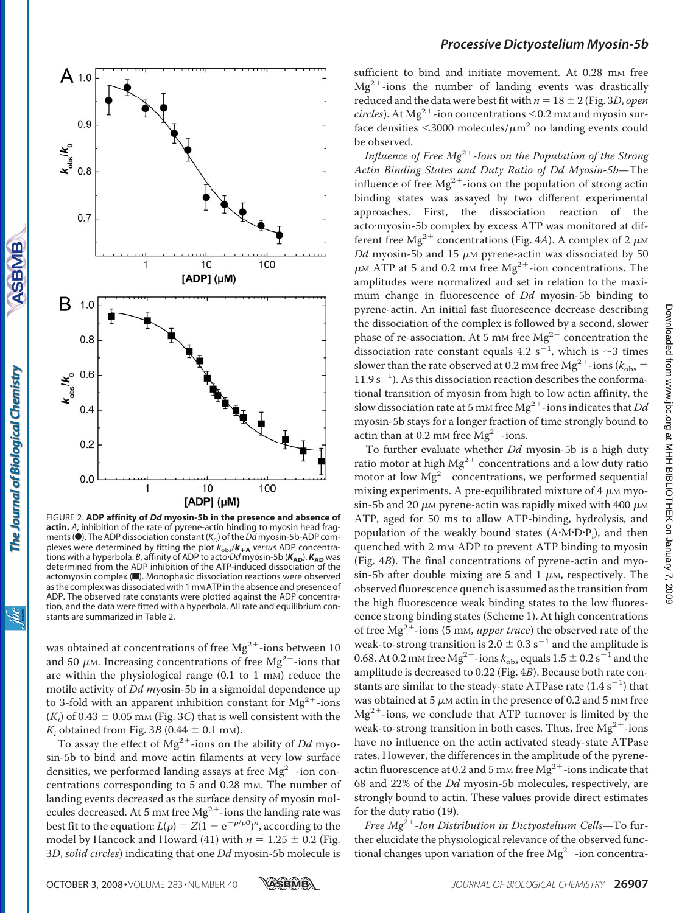A

1.0

0.9

$k_{obs}/k_0$

0.8

0.7

1

10

100

[ADP] (μM)

B

1.0

0.8

$k_{obs}/k_0$

0.6

0.4

0.2

0.0

1

10

100

[ADP] (μM)

**FIGURE 2. ADP affinity of *Dd* myosin-5b in the presence and absence of actin.** *A*, inhibition of the rate of pyrene-actin binding to myosin head fragments (●). The ADP dissociation constant ($K_D$) of the *Dd* myosin-5b-ADP complexes were determined by fitting the plot $k_{obs}/k_{+A}$ *versus* ADP concentrations with a hyperbola. *B*, affinity of ADP to acto·*Dd* myosin-5b ($K_{AD}$). $K_{AD}$ was determined from the ADP inhibition of the ATP-induced dissociation of the actomyosin complex (■). Monophasic dissociation reactions were observed as the complex was dissociated with 1 mM ATP in the absence and presence of ADP. The observed rate constants were plotted against the ADP concentration, and the data were fitted with a hyperbola. All rate and equilibrium constants are summarized in Table 2.

was obtained at concentrations of free $Mg^{2+}$-ions between 10 and 50 μM. Increasing concentrations of free $Mg^{2+}$-ions that are within the physiological range (0.1 to 1 mM) reduce the motile activity of *Dd myosin-5b* in a sigmoidal dependence up to 3-fold with an apparent inhibition constant for $Mg^{2+}$-ions ($K_i$) of 0.43 ± 0.05 mM (Fig. 3*C*) that is well consistent with the $K_i$ obtained from Fig. 3*B* (0.44 ± 0.1 mM).

To assay the effect of $Mg^{2+}$-ions on the ability of *Dd* myosin-5b to bind and move actin filaments at very low surface densities, we performed landing assays at free $Mg^{2+}$-ion concentrations corresponding to 5 and 0.28 mM. The number of landing events decreased as the surface density of myosin molecules decreased. At 5 mM free $Mg^{2+}$-ions the landing rate was best fit to the equation: $L(\rho) = Z(1 - e^{-\rho/\rho 0})^n$, according to the model by Hancock and Howard (41) with $n = 1.25 \pm 0.2$ (Fig. 3*D*, *solid circles*) indicating that one *Dd* myosin-5b molecule is sufficient to bind and initiate movement. At 0.28 mM free $Mg^{2+}$-ions the number of landing events was drastically reduced and the data were best fit with $n = 18 \pm 2$ (Fig. 3*D*, *open circles*). At $Mg^{2+}$-ion concentrations <0.2 mM and myosin surface densities <3000 molecules/μm² no landing events could be observed.

*Influence of Free $Mg^{2+}$-Ions on the Population of the Strong Actin Binding States and Duty Ratio of Dd Myosin-5b*—The influence of free $Mg^{2+}$-ions on the population of strong actin binding states was assayed by two different experimental approaches. First, the dissociation reaction of the acto·myosin-5b complex by excess ATP was monitored at different free $Mg^{2+}$ concentrations (Fig. 4*A*). A complex of 2 μM *Dd* myosin-5b and 15 μM pyrene-actin was dissociated by 50 μM ATP at 5 and 0.2 mM free $Mg^{2+}$-ion concentrations. The amplitudes were normalized and set in relation to the maximum change in fluorescence of *Dd* myosin-5b binding to pyrene-actin. An initial fast fluorescence decrease describing the dissociation of the complex is followed by a second, slower phase of re-association. At 5 mM free $Mg^{2+}$ concentration the dissociation rate constant equals 4.2 $s^{-1}$, which is ~3 times slower than the rate observed at 0.2 mM free $Mg^{2+}$-ions ($k_{obs}$ = 11.9 $s^{-1}$). As this dissociation reaction describes the conformational transition of myosin from high to low actin affinity, the slow dissociation rate at 5 mM free $Mg^{2+}$-ions indicates that *Dd* myosin-5b stays for a longer fraction of time strongly bound to actin than at 0.2 mM free $Mg^{2+}$-ions.

To further evaluate whether *Dd* myosin-5b is a high duty ratio motor at high $Mg^{2+}$ concentrations and a low duty ratio motor at low $Mg^{2+}$ concentrations, we performed sequential mixing experiments. A pre-equilibrated mixture of 4 μM myosin-5b and 20 μM pyrene-actin was rapidly mixed with 400 μM ATP, aged for 50 ms to allow ATP-binding, hydrolysis, and population of the weakly bound states (A·M·D·$P_i$), and then quenched with 2 mM ADP to prevent ATP binding to myosin (Fig. 4*B*). The final concentrations of pyrene-actin and myosin-5b after double mixing are 5 and 1 μM, respectively. The observed fluorescence quench is assumed as the transition from the high fluorescence weak binding states to the low fluorescence strong binding states (Scheme 1). At high concentrations of free $Mg^{2+}$-ions (5 mM, *upper trace*) the observed rate of the weak-to-strong transition is 2.0 ± 0.3 $s^{-1}$ and the amplitude is 0.68. At 0.2 mM free $Mg^{2+}$-ions $k_{obs}$ equals 1.5 ± 0.2 $s^{-1}$ and the amplitude is decreased to 0.22 (Fig. 4*B*). Because both rate constants are similar to the steady-state ATPase rate (1.4 $s^{-1}$) that was obtained at 5 μM actin in the presence of 0.2 and 5 mM free $Mg^{2+}$-ions, we conclude that ATP turnover is limited by the weak-to-strong transition in both cases. Thus, free $Mg^{2+}$-ions have no influence on the actin activated steady-state ATPase rates. However, the differences in the amplitude of the pyrene-actin fluorescence at 0.2 and 5 mM free $Mg^{2+}$-ions indicate that 68 and 22% of the *Dd* myosin-5b molecules, respectively, are strongly bound to actin. These values provide direct estimates for the duty ratio (19).

*Free $Mg^{2+}$-Ion Distribution in Dictyostelium Cells*—To further elucidate the physiological relevance of the observed functional changes upon variation of the free $Mg^{2+}$-ion concentra-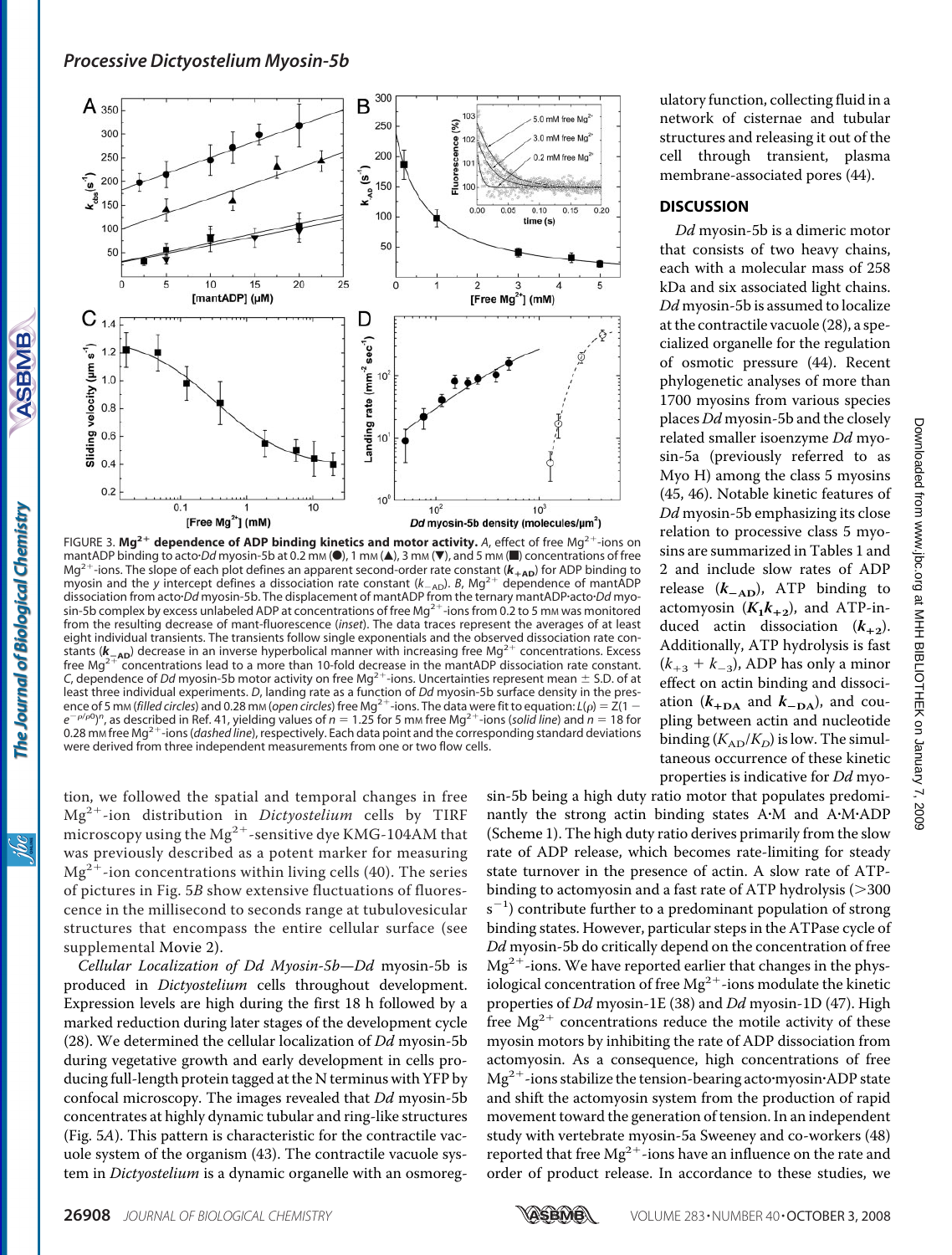A

$k_{obs}$ ($s^{-1}$)

350
300
250
200
150
100
50

0 5 10 15 20 25

[mantADP] (µM)

B

$k_{-AD}$ ($s^{-1}$)

300
250
200
150
100
50

0 1 2 3 4 5

[Free Mg$^{2+}$] (mM)

Fluorescence (%)

103
102
101
100

0.00 0.05 0.10 0.15 0.20

time (s)

5.0 mM free Mg$^{2+}$
3.0 mM free Mg$^{2+}$
0.2 mM free Mg$^{2+}$

C

Sliding velocity (µm s$^{-1}$)

1.4
1.2
1.0
0.8
0.6
0.4
0.2

0.1 1 10

[Free Mg$^{2+}$] (mM)

D

Landing rate (mm$^{-2}$ sec$^{-1}$)

$10^0$
$10^1$
$10^2$

$10^2$ $10^3$

*Dd* myosin-5b density (molecules/µm$^2$)

FIGURE 3. **$Mg^{2+}$ dependence of ADP binding kinetics and motor activity.** *A*, effect of free $Mg^{2+}$-ions on mantADP binding to acto·*Dd* myosin-5b at 0.2 mM (●), 1 mM (▲), 3 mM (▼), and 5 mM (■) concentrations of free $Mg^{2+}$-ions. The slope of each plot defines an apparent second-order rate constant ($k_{+AD}$) for ADP binding to myosin and the *y* intercept defines a dissociation rate constant ($k_{-AD}$). *B*, $Mg^{2+}$ dependence of mantADP dissociation from acto·*Dd* myosin-5b. The displacement of mantADP from the ternary mantADP·acto·*Dd* myosin-5b complex by excess unlabeled ADP at concentrations of free $Mg^{2+}$-ions from 0.2 to 5 mM was monitored from the resulting decrease of mant-fluorescence (*inset*). The data traces represent the averages of at least eight individual transients. The transients follow single exponentials and the observed dissociation rate constants ($k_{-AD}$) decrease in an inverse hyperbolical manner with increasing free $Mg^{2+}$ concentrations. Excess free $Mg^{2+}$ concentrations lead to a more than 10-fold decrease in the mantADP dissociation rate constant. *C*, dependence of *Dd* myosin-5b motor activity on free $Mg^{2+}$-ions. Uncertainties represent mean ± S.D. of at least three individual experiments. *D*, landing rate as a function of *Dd* myosin-5b surface density in the presence of 5 mM (*filled circles*) and 0.28 mM (*open circles*) free $Mg^{2+}$-ions. The data were fit to equation: $L(\rho) = Z(1 - e^{-\rho/\rho 0})^n$, as described in Ref. 41, yielding values of $n = 1.25$ for 5 mM free $Mg^{2+}$-ions (*solid line*) and $n = 18$ for 0.28 mM free $Mg^{2+}$-ions (*dashed line*), respectively. Each data point and the corresponding standard deviations were derived from three independent measurements from one or two flow cells.

tion, we followed the spatial and temporal changes in free $Mg^{2+}$-ion distribution in *Dictyostelium* cells by TIRF microscopy using the $Mg^{2+}$-sensitive dye KMG-104AM that was previously described as a potent marker for measuring $Mg^{2+}$-ion concentrations within living cells (40). The series of pictures in Fig. 5*B* show extensive fluctuations of fluorescence in the millisecond to seconds range at tubulovesicular structures that encompass the entire cellular surface (see supplemental Movie 2).

*Cellular Localization of Dd Myosin-5b*—*Dd* myosin-5b is produced in *Dictyostelium* cells throughout development. Expression levels are high during the first 18 h followed by a marked reduction during later stages of the development cycle (28). We determined the cellular localization of *Dd* myosin-5b during vegetative growth and early development in cells producing full-length protein tagged at the N terminus with YFP by confocal microscopy. The images revealed that *Dd* myosin-5b concentrates at highly dynamic tubular and ring-like structures (Fig. 5*A*). This pattern is characteristic for the contractile vacuole system of the organism (43). The contractile vacuole system in *Dictyostelium* is a dynamic organelle with an osmoregulatory function, collecting fluid in a network of cisternae and tubular structures and releasing it out of the cell through transient, plasma membrane-associated pores (44).

## DISCUSSION

*Dd* myosin-5b is a dimeric motor that consists of two heavy chains, each with a molecular mass of 258 kDa and six associated light chains. *Dd* myosin-5b is assumed to localize at the contractile vacuole (28), a specialized organelle for the regulation of osmotic pressure (44). Recent phylogenetic analyses of more than 1700 myosins from various species places *Dd* myosin-5b and the closely related smaller isoenzyme *Dd* myosin-5a (previously referred to as Myo H) among the class 5 myosins (45, 46). Notable kinetic features of *Dd* myosin-5b emphasizing its close relation to processive class 5 myosins are summarized in Tables 1 and 2 and include slow rates of ADP release ($k_{-AD}$), ATP binding to actomyosin ($K_1k_{+2}$), and ATP-induced actin dissociation ($k_{+2}$). Additionally, ATP hydrolysis is fast ($k_{+3} + k_{-3}$), ADP has only a minor effect on actin binding and dissociation ($k_{+DA}$ and $k_{-DA}$), and coupling between actin and nucleotide binding ($K_{AD}/K_D$) is low. The simultaneous occurrence of these kinetic properties is indicative for *Dd* myosin-5b being a high duty ratio motor that populates predominantly the strong actin binding states A·M and A·M·ADP (Scheme 1). The high duty ratio derives primarily from the slow rate of ADP release, which becomes rate-limiting for steady state turnover in the presence of actin. A slow rate of ATP-binding to actomyosin and a fast rate of ATP hydrolysis (>300 $s^{-1}$) contribute further to a predominant population of strong binding states. However, particular steps in the ATPase cycle of *Dd* myosin-5b do critically depend on the concentration of free $Mg^{2+}$-ions. We have reported earlier that changes in the physiological concentration of free $Mg^{2+}$-ions modulate the kinetic properties of *Dd* myosin-1E (38) and *Dd* myosin-1D (47). High free $Mg^{2+}$ concentrations reduce the motile activity of these myosin motors by inhibiting the rate of ADP dissociation from actomyosin. As a consequence, high concentrations of free $Mg^{2+}$-ions stabilize the tension-bearing acto·myosin·ADP state and shift the actomyosin system from the production of rapid movement toward the generation of tension. In an independent study with vertebrate myosin-5a Sweeney and co-workers (48) reported that free $Mg^{2+}$-ions have an influence on the rate and order of product release. In accordance to these studies, we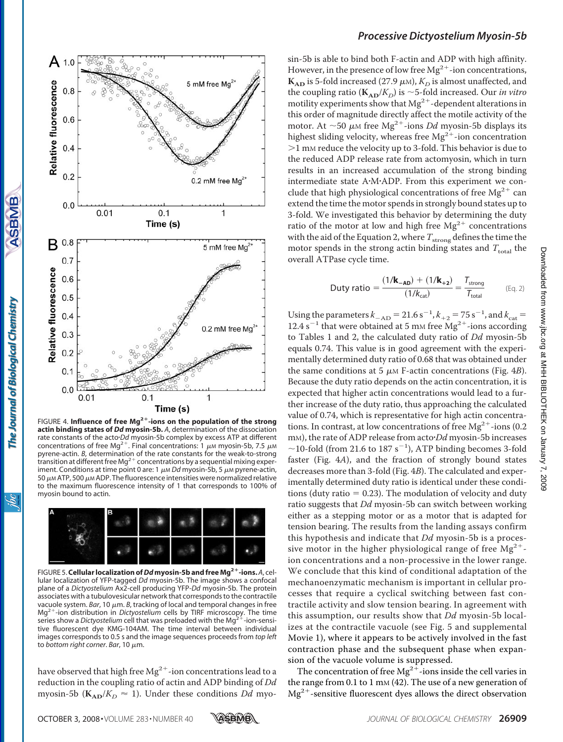A

1.0

0.8

0.6

0.4

0.2

0.0

Relative fluorescence

5 mM free Mg²⁺

0.2 mM free Mg²⁺

0.01

0.1

1

Time (s)

B

0.8

0.7

0.6

0.5

0.4

0.3

0.2

0.1

0.0

Relative fluorescence

5 mM free Mg²⁺

0.2 mM free Mg²⁺

0.01

0.1

1

Time (s)

**FIGURE 4. Influence of free $Mg^{2+}$-ions on the population of the strong actin binding states of *Dd* myosin-5b.** *A*, determination of the dissociation rate constants of the acto·*Dd* myosin-5b complex by excess ATP at different concentrations of free $Mg^{2+}$. Final concentrations: 1 μM myosin-5b, 7.5 μM pyrene-actin. *B*, determination of the rate constants for the weak-to-strong transition at different free $Mg^{2+}$ concentrations by a sequential mixing experiment. Conditions at time point 0 are: 1 μM *Dd* myosin-5b, 5 μM pyrene-actin, 50 μM ATP, 500 μM ADP. The fluorescence intensities were normalized relative to the maximum fluorescence intensity of 1 that corresponds to 100% of myosin bound to actin.

**FIGURE 5. Cellular localization of *Dd* myosin-5b and free $Mg^{2+}$-ions.** *A*, cellular localization of YFP-tagged *Dd* myosin-5b. The image shows a confocal plane of a *Dictyostelium* Ax2-cell producing YFP-*Dd* myosin-5b. The protein associates with a tubulovesicular network that corresponds to the contractile vacuole system. *Bar*, 10 μm. *B*, tracking of local and temporal changes in free $Mg^{2+}$-ion distribution in *Dictyostelium* cells by TIRF microscopy. The time series show a *Dictyostelium* cell that was preloaded with the $Mg^{2+}$-ion-sensitive fluorescent dye KMG-104AM. The time interval between individual images corresponds to 0.5 s and the image sequences proceeds from *top left* to *bottom right corner*. *Bar*, 10 μm.

have observed that high free $Mg^{2+}$-ion concentrations lead to a reduction in the coupling ratio of actin and ADP binding of *Dd* myosin-5b ($\mathbf{K_{AD}}/K_D \approx 1$). Under these conditions *Dd* myosin-5b is able to bind both F-actin and ADP with high affinity. However, in the presence of low free $Mg^{2+}$-ion concentrations, $\mathbf{K_{AD}}$ is 5-fold increased (27.9 μM), $K_D$ is almost unaffected, and the coupling ratio ($\mathbf{K_{AD}}/K_D$) is ~5-fold increased. Our *in vitro* motility experiments show that $Mg^{2+}$-dependent alterations in this order of magnitude directly affect the motile activity of the motor. At ~50 μM free $Mg^{2+}$-ions *Dd* myosin-5b displays its highest sliding velocity, whereas free $Mg^{2+}$-ion concentration >1 mM reduce the velocity up to 3-fold. This behavior is due to the reduced ADP release rate from actomyosin, which in turn results in an increased accumulation of the strong binding intermediate state A·M·ADP. From this experiment we conclude that high physiological concentrations of free $Mg^{2+}$ can extend the time the motor spends in strongly bound states up to 3-fold. We investigated this behavior by determining the duty ratio of the motor at low and high free $Mg^{2+}$ concentrations with the aid of the Equation 2, where $T_{strong}$ defines the time the motor spends in the strong actin binding states and $T_{total}$ the overall ATPase cycle time.

$$\text{Duty ratio} = \frac{(1/\mathbf{k_{-AD}}) + (1/\mathbf{k_{+2}})}{(1/k_{cat})} = \frac{T_{strong}}{T_{total}} \qquad \text{(Eq. 2)}$$

Using the parameters $k_{-AD} = 21.6\ s^{-1}$, $k_{+2} = 75\ s^{-1}$, and $k_{cat} = 12.4\ s^{-1}$ that were obtained at 5 mM free $Mg^{2+}$-ions according to Tables 1 and 2, the calculated duty ratio of *Dd* myosin-5b equals 0.74. This value is in good agreement with the experimentally determined duty ratio of 0.68 that was obtained under the same conditions at 5 μM F-actin concentrations (Fig. 4*B*). Because the duty ratio depends on the actin concentration, it is expected that higher actin concentrations would lead to a further increase of the duty ratio, thus approaching the calculated value of 0.74, which is representative for high actin concentrations. In contrast, at low concentrations of free $Mg^{2+}$-ions (0.2 mM), the rate of ADP release from acto·*Dd* myosin-5b increases ~10-fold (from 21.6 to 187 $s^{-1}$), ATP binding becomes 3-fold faster (Fig. 4*A*), and the fraction of strongly bound states decreases more than 3-fold (Fig. 4*B*). The calculated and experimentally determined duty ratio is identical under these conditions (duty ratio = 0.23). The modulation of velocity and duty ratio suggests that *Dd* myosin-5b can switch between working either as a stepping motor or as a motor that is adapted for tension bearing. The results from the landing assays confirm this hypothesis and indicate that *Dd* myosin-5b is a processive motor in the higher physiological range of free $Mg^{2+}$-ion concentrations and a non-processive in the lower range. We conclude that this kind of conditional adaptation of the mechanoenzymatic mechanism is important in cellular processes that require a cyclical switching between fast contractile activity and slow tension bearing. In agreement with this assumption, our results show that *Dd* myosin-5b localizes at the contractile vacuole (see Fig. 5 and supplemental Movie 1), where it appears to be actively involved in the fast contraction phase and the subsequent phase when expansion of the vacuole volume is suppressed.

The concentration of free $Mg^{2+}$-ions inside the cell varies in the range from 0.1 to 1 mM (42). The use of a new generation of $Mg^{2+}$-sensitive fluorescent dyes allows the direct observation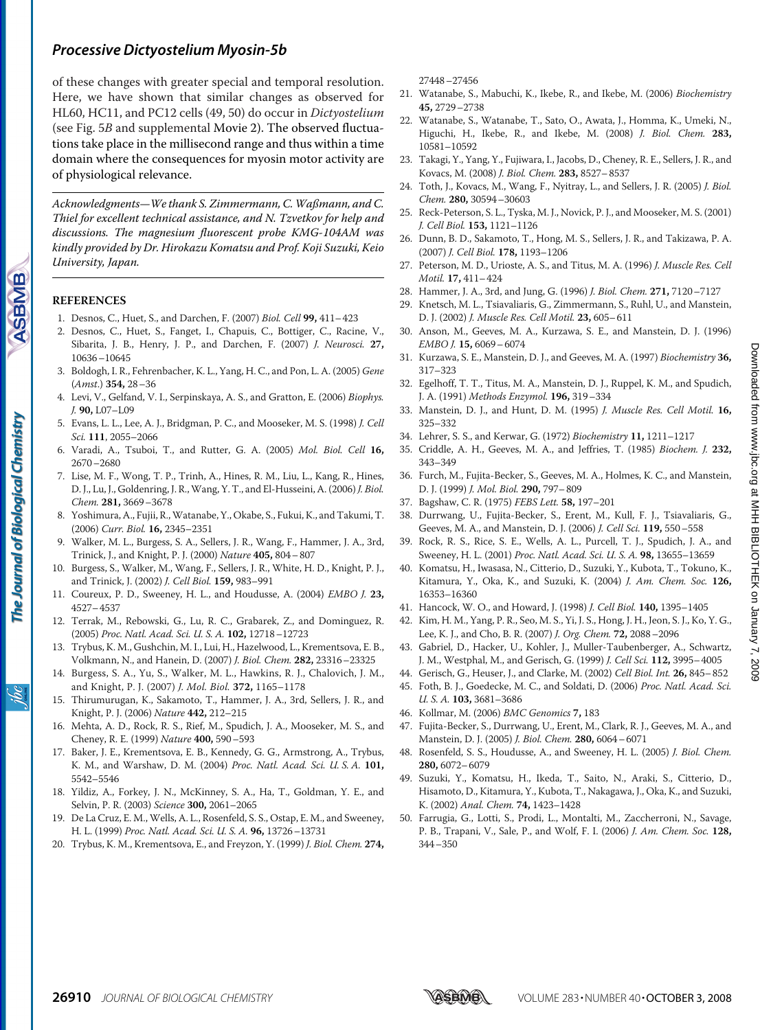of these changes with greater special and temporal resolution. Here, we have shown that similar changes as observed for HL60, HC11, and PC12 cells (49, 50) do occur in *Dictyostelium* (see Fig. 5*B* and supplemental Movie 2). The observed fluctuations take place in the millisecond range and thus within a time domain where the consequences for myosin motor activity are of physiological relevance.

*Acknowledgments—We thank S. Zimmermann, C. Waßmann, and C. Thiel for excellent technical assistance, and N. Tzvetkov for help and discussions. The magnesium fluorescent probe KMG-104AM was kindly provided by Dr. Hirokazu Komatsu and Prof. Koji Suzuki, Keio University, Japan.*

## REFERENCES

1. Desnos, C., Huet, S., and Darchen, F. (2007) *Biol. Cell* **99,** 411–423
2. Desnos, C., Huet, S., Fanget, I., Chapuis, C., Bottiger, C., Racine, V., Sibarita, J. B., Henry, J. P., and Darchen, F. (2007) *J. Neurosci.* **27,** 10636–10645
3. Boldogh, I. R., Fehrenbacher, K. L., Yang, H. C., and Pon, L. A. (2005) *Gene* (*Amst.*) **354,** 28–36
4. Levi, V., Gelfand, V. I., Serpinskaya, A. S., and Gratton, E. (2006) *Biophys. J.* **90,** L07–L09
5. Evans, L. L., Lee, A. J., Bridgman, P. C., and Mooseker, M. S. (1998) *J. Cell Sci.* **111,** 2055–2066
6. Varadi, A., Tsuboi, T., and Rutter, G. A. (2005) *Mol. Biol. Cell* **16,** 2670–2680
7. Lise, M. F., Wong, T. P., Trinh, A., Hines, R. M., Liu, L., Kang, R., Hines, D. J., Lu, J., Goldenring, J. R., Wang, Y. T., and El-Husseini, A. (2006) *J. Biol. Chem.* **281,** 3669–3678
8. Yoshimura, A., Fujii, R., Watanabe, Y., Okabe, S., Fukui, K., and Takumi, T. (2006) *Curr. Biol.* **16,** 2345–2351
9. Walker, M. L., Burgess, S. A., Sellers, J. R., Wang, F., Hammer, J. A., 3rd, Trinick, J., and Knight, P. J. (2000) *Nature* **405,** 804–807
10. Burgess, S., Walker, M., Wang, F., Sellers, J. R., White, H. D., Knight, P. J., and Trinick, J. (2002) *J. Cell Biol.* **159,** 983–991
11. Coureux, P. D., Sweeney, H. L., and Houdusse, A. (2004) *EMBO J.* **23,** 4527–4537
12. Terrak, M., Rebowski, G., Lu, R. C., Grabarek, Z., and Dominguez, R. (2005) *Proc. Natl. Acad. Sci. U. S. A.* **102,** 12718–12723
13. Trybus, K. M., Gushchin, M. I., Lui, H., Hazelwood, L., Krementsova, E. B., Volkmann, N., and Hanein, D. (2007) *J. Biol. Chem.* **282,** 23316–23325
14. Burgess, S. A., Yu, S., Walker, M. L., Hawkins, R. J., Chalovich, J. M., and Knight, P. J. (2007) *J. Mol. Biol.* **372,** 1165–1178
15. Thirumurugan, K., Sakamoto, T., Hammer, J. A., 3rd, Sellers, J. R., and Knight, P. J. (2006) *Nature* **442,** 212–215
16. Mehta, A. D., Rock, R. S., Rief, M., Spudich, J. A., Mooseker, M. S., and Cheney, R. E. (1999) *Nature* **400,** 590–593
17. Baker, J. E., Krementsova, E. B., Kennedy, G. G., Armstrong, A., Trybus, K. M., and Warshaw, D. M. (2004) *Proc. Natl. Acad. Sci. U. S. A.* **101,** 5542–5546
18. Yildiz, A., Forkey, J. N., McKinney, S. A., Ha, T., Goldman, Y. E., and Selvin, P. R. (2003) *Science* **300,** 2061–2065
19. De La Cruz, E. M., Wells, A. L., Rosenfeld, S. S., Ostap, E. M., and Sweeney, H. L. (1999) *Proc. Natl. Acad. Sci. U. S. A.* **96,** 13726–13731
20. Trybus, K. M., Krementsova, E., and Freyzon, Y. (1999) *J. Biol. Chem.* **274,** 27448–27456
21. Watanabe, S., Mabuchi, K., Ikebe, R., and Ikebe, M. (2006) *Biochemistry* **45,** 2729–2738
22. Watanabe, S., Watanabe, T., Sato, O., Awata, J., Homma, K., Umeki, N., Higuchi, H., Ikebe, R., and Ikebe, M. (2008) *J. Biol. Chem.* **283,** 10581–10592
23. Takagi, Y., Yang, Y., Fujiwara, I., Jacobs, D., Cheney, R. E., Sellers, J. R., and Kovacs, M. (2008) *J. Biol. Chem.* **283,** 8527–8537
24. Toth, J., Kovacs, M., Wang, F., Nyitray, L., and Sellers, J. R. (2005) *J. Biol. Chem.* **280,** 30594–30603
25. Reck-Peterson, S. L., Tyska, M. J., Novick, P. J., and Mooseker, M. S. (2001) *J. Cell Biol.* **153,** 1121–1126
26. Dunn, B. D., Sakamoto, T., Hong, M. S., Sellers, J. R., and Takizawa, P. A. (2007) *J. Cell Biol.* **178,** 1193–1206
27. Peterson, M. D., Urioste, A. S., and Titus, M. A. (1996) *J. Muscle Res. Cell Motil.* **17,** 411–424
28. Hammer, J. A., 3rd, and Jung, G. (1996) *J. Biol. Chem.* **271,** 7120–7127
29. Knetsch, M. L., Tsiavaliaris, G., Zimmermann, S., Ruhl, U., and Manstein, D. J. (2002) *J. Muscle Res. Cell Motil.* **23,** 605–611
30. Anson, M., Geeves, M. A., Kurzawa, S. E., and Manstein, D. J. (1996) *EMBO J.* **15,** 6069–6074
31. Kurzawa, S. E., Manstein, D. J., and Geeves, M. A. (1997) *Biochemistry* **36,** 317–323
32. Egelhoff, T. T., Titus, M. A., Manstein, D. J., Ruppel, K. M., and Spudich, J. A. (1991) *Methods Enzymol.* **196,** 319–334
33. Manstein, D. J., and Hunt, D. M. (1995) *J. Muscle Res. Cell Motil.* **16,** 325–332
34. Lehrer, S. S., and Kerwar, G. (1972) *Biochemistry* **11,** 1211–1217
35. Criddle, A. H., Geeves, M. A., and Jeffries, T. (1985) *Biochem. J.* **232,** 343–349
36. Furch, M., Fujita-Becker, S., Geeves, M. A., Holmes, K. C., and Manstein, D. J. (1999) *J. Mol. Biol.* **290,** 797–809
37. Bagshaw, C. R. (1975) *FEBS Lett.* **58,** 197–201
38. Durrwang, U., Fujita-Becker, S., Erent, M., Kull, F. J., Tsiavaliaris, G., Geeves, M. A., and Manstein, D. J. (2006) *J. Cell Sci.* **119,** 550–558
39. Rock, R. S., Rice, S. E., Wells, A. L., Purcell, T. J., Spudich, J. A., and Sweeney, H. L. (2001) *Proc. Natl. Acad. Sci. U. S. A.* **98,** 13655–13659
40. Komatsu, H., Iwasawa, N., Citterio, D., Suzuki, Y., Kubota, T., Tokuno, K., Kitamura, Y., Oka, K., and Suzuki, K. (2004) *J. Am. Chem. Soc.* **126,** 16353–16360
41. Hancock, W. O., and Howard, J. (1998) *J. Cell Biol.* **140,** 1395–1405
42. Kim, H. M., Yang, P. R., Seo, M. S., Yi, J. S., Hong, J. H., Jeon, S. J., Ko, Y. G., Lee, K. J., and Cho, B. R. (2007) *J. Org. Chem.* **72,** 2088–2096
43. Gabriel, D., Hacker, U., Kohler, J., Muller-Taubenberger, A., Schwartz, J. M., Westphal, M., and Gerisch, G. (1999) *J. Cell Sci.* **112,** 3995–4005
44. Gerisch, G., Heuser, J., and Clarke, M. (2002) *Cell Biol. Int.* **26,** 845–852
45. Foth, B. J., Goedecke, M. C., and Soldati, D. (2006) *Proc. Natl. Acad. Sci. U. S. A.* **103,** 3681–3686
46. Kollmar, M. (2006) *BMC Genomics* **7,** 183
47. Fujita-Becker, S., Durrwang, U., Erent, M., Clark, R. J., Geeves, M. A., and Manstein, D. J. (2005) *J. Biol. Chem.* **280,** 6064–6071
48. Rosenfeld, S. S., Houdusse, A., and Sweeney, H. L. (2005) *J. Biol. Chem.* **280,** 6072–6079
49. Suzuki, Y., Komatsu, H., Ikeda, T., Saito, N., Araki, S., Citterio, D., Hisamoto, D., Kitamura, Y., Kubota, T., Nakagawa, J., Oka, K., and Suzuki, K. (2002) *Anal. Chem.* **74,** 1423–1428
50. Farrugia, G., Lotti, S., Prodi, L., Montalti, M., Zaccheroni, N., Savage, P. B., Trapani, V., Sale, P., and Wolf, F. I. (2006) *J. Am. Chem. Soc.* **128,** 344–350